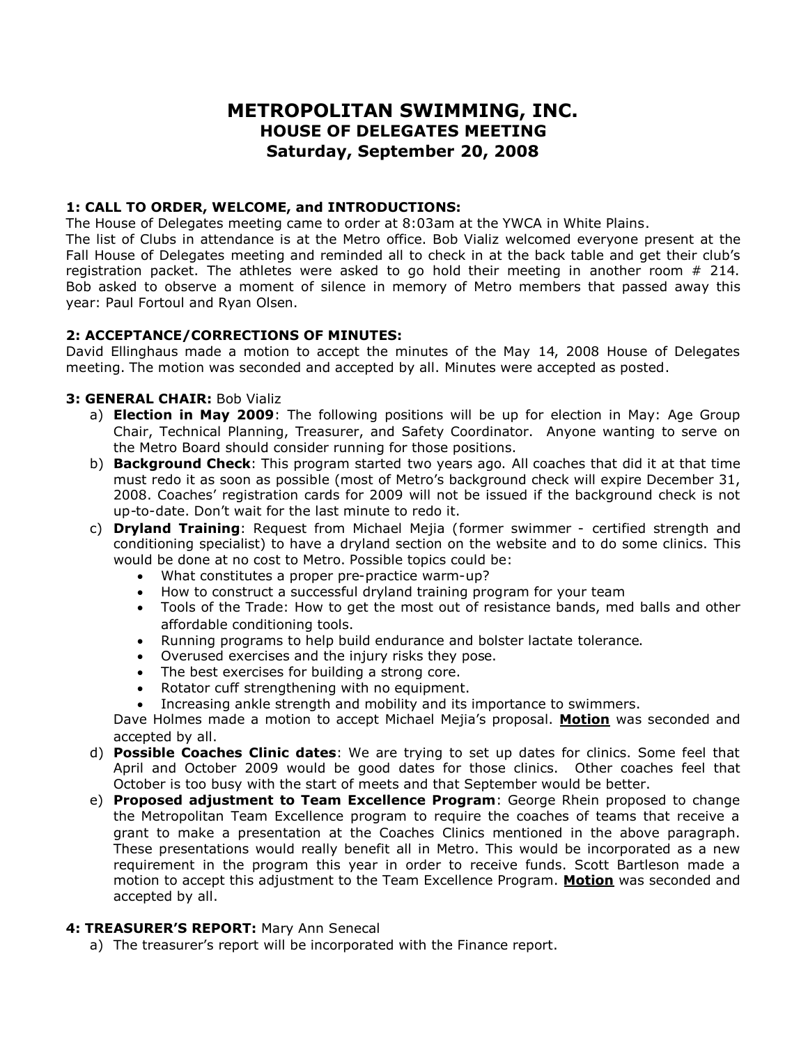# METROPOLITAN SWIMMING, INC.
## HOUSE OF DELEGATES MEETING
## Saturday, September 20, 2008

### 1: CALL TO ORDER, WELCOME, and INTRODUCTIONS:

The House of Delegates meeting came to order at 8:03am at the YWCA in White Plains.
The list of Clubs in attendance is at the Metro office. Bob Vializ welcomed everyone present at the Fall House of Delegates meeting and reminded all to check in at the back table and get their club's registration packet. The athletes were asked to go hold their meeting in another room # 214. Bob asked to observe a moment of silence in memory of Metro members that passed away this year: Paul Fortoul and Ryan Olsen.

### 2: ACCEPTANCE/CORRECTIONS OF MINUTES:

David Ellinghaus made a motion to accept the minutes of the May 14, 2008 House of Delegates meeting. The motion was seconded and accepted by all. Minutes were accepted as posted.

### 3: GENERAL CHAIR: Bob Vializ

a) **Election in May 2009**: The following positions will be up for election in May: Age Group Chair, Technical Planning, Treasurer, and Safety Coordinator. Anyone wanting to serve on the Metro Board should consider running for those positions.
b) **Background Check**: This program started two years ago. All coaches that did it at that time must redo it as soon as possible (most of Metro's background check will expire December 31, 2008. Coaches' registration cards for 2009 will not be issued if the background check is not up-to-date. Don't wait for the last minute to redo it.
c) **Dryland Training**: Request from Michael Mejia (former swimmer - certified strength and conditioning specialist) to have a dryland section on the website and to do some clinics. This would be done at no cost to Metro. Possible topics could be:
   - What constitutes a proper pre-practice warm-up?
   - How to construct a successful dryland training program for your team
   - Tools of the Trade: How to get the most out of resistance bands, med balls and other affordable conditioning tools.
   - Running programs to help build endurance and bolster lactate tolerance.
   - Overused exercises and the injury risks they pose.
   - The best exercises for building a strong core.
   - Rotator cuff strengthening with no equipment.
   - Increasing ankle strength and mobility and its importance to swimmers.

   Dave Holmes made a motion to accept Michael Mejia's proposal. **Motion** was seconded and accepted by all.
d) **Possible Coaches Clinic dates**: We are trying to set up dates for clinics. Some feel that April and October 2009 would be good dates for those clinics. Other coaches feel that October is too busy with the start of meets and that September would be better.
e) **Proposed adjustment to Team Excellence Program**: George Rhein proposed to change the Metropolitan Team Excellence program to require the coaches of teams that receive a grant to make a presentation at the Coaches Clinics mentioned in the above paragraph. These presentations would really benefit all in Metro. This would be incorporated as a new requirement in the program this year in order to receive funds. Scott Bartleson made a motion to accept this adjustment to the Team Excellence Program. **Motion** was seconded and accepted by all.

### 4: TREASURER'S REPORT: Mary Ann Senecal

a) The treasurer's report will be incorporated with the Finance report.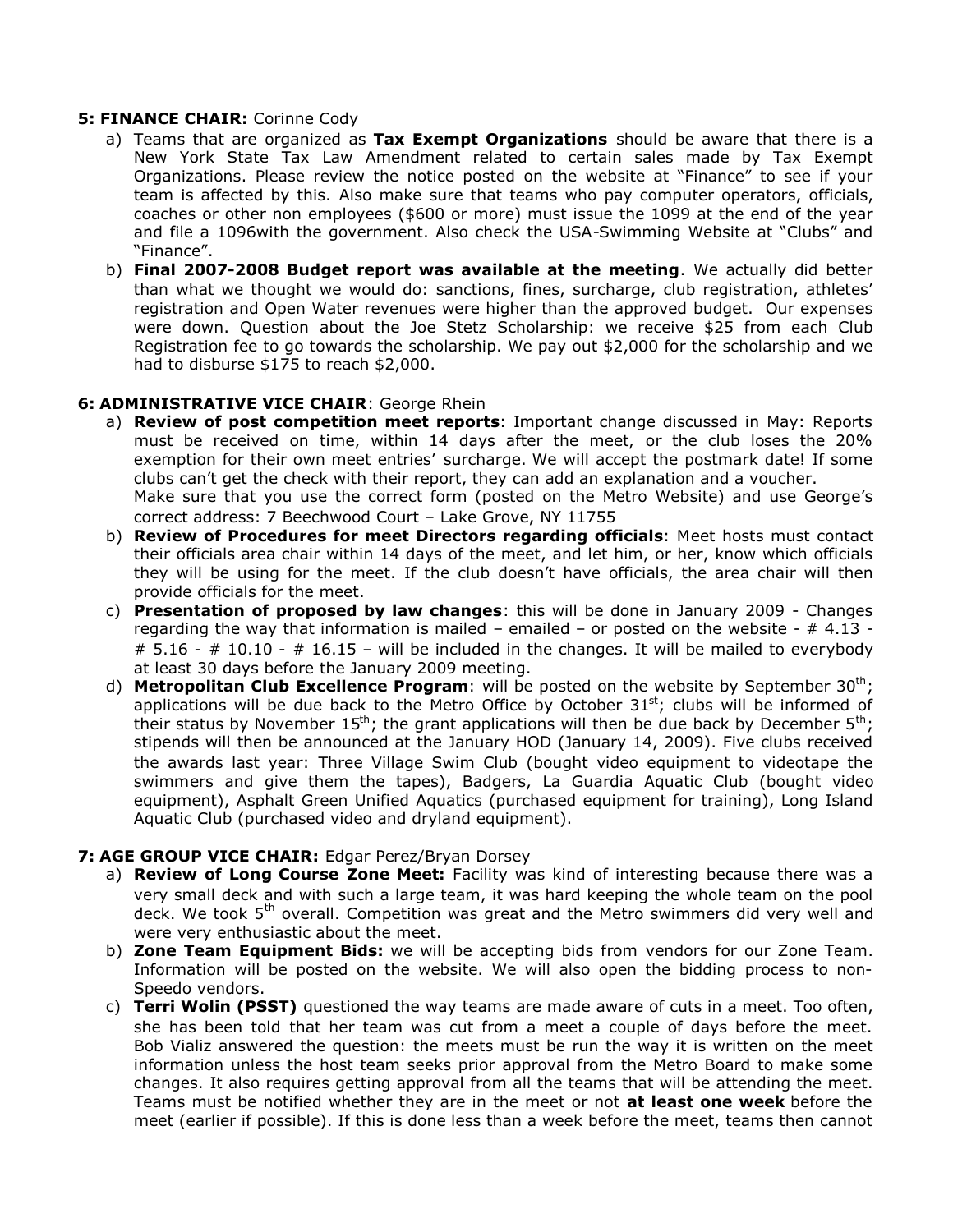**5: FINANCE CHAIR:** Corinne Cody

a) Teams that are organized as **Tax Exempt Organizations** should be aware that there is a New York State Tax Law Amendment related to certain sales made by Tax Exempt Organizations. Please review the notice posted on the website at "Finance" to see if your team is affected by this. Also make sure that teams who pay computer operators, officials, coaches or other non employees ($600 or more) must issue the 1099 at the end of the year and file a 1096with the government. Also check the USA-Swimming Website at "Clubs" and "Finance".

b) **Final 2007-2008 Budget report was available at the meeting**. We actually did better than what we thought we would do: sanctions, fines, surcharge, club registration, athletes' registration and Open Water revenues were higher than the approved budget. Our expenses were down. Question about the Joe Stetz Scholarship: we receive $25 from each Club Registration fee to go towards the scholarship. We pay out $2,000 for the scholarship and we had to disburse $175 to reach $2,000.

**6: ADMINISTRATIVE VICE CHAIR**: George Rhein

a) **Review of post competition meet reports**: Important change discussed in May: Reports must be received on time, within 14 days after the meet, or the club loses the 20% exemption for their own meet entries' surcharge. We will accept the postmark date! If some clubs can't get the check with their report, they can add an explanation and a voucher. Make sure that you use the correct form (posted on the Metro Website) and use George's correct address: 7 Beechwood Court – Lake Grove, NY 11755

b) **Review of Procedures for meet Directors regarding officials**: Meet hosts must contact their officials area chair within 14 days of the meet, and let him, or her, know which officials they will be using for the meet. If the club doesn't have officials, the area chair will then provide officials for the meet.

c) **Presentation of proposed by law changes**: this will be done in January 2009 - Changes regarding the way that information is mailed – emailed – or posted on the website - # 4.13 - # 5.16 - # 10.10 - # 16.15 – will be included in the changes. It will be mailed to everybody at least 30 days before the January 2009 meeting.

d) **Metropolitan Club Excellence Program**: will be posted on the website by September 30th; applications will be due back to the Metro Office by October 31st; clubs will be informed of their status by November 15th; the grant applications will then be due back by December 5th; stipends will then be announced at the January HOD (January 14, 2009). Five clubs received the awards last year: Three Village Swim Club (bought video equipment to videotape the swimmers and give them the tapes), Badgers, La Guardia Aquatic Club (bought video equipment), Asphalt Green Unified Aquatics (purchased equipment for training), Long Island Aquatic Club (purchased video and dryland equipment).

**7: AGE GROUP VICE CHAIR:** Edgar Perez/Bryan Dorsey

a) **Review of Long Course Zone Meet:** Facility was kind of interesting because there was a very small deck and with such a large team, it was hard keeping the whole team on the pool deck. We took 5th overall. Competition was great and the Metro swimmers did very well and were very enthusiastic about the meet.

b) **Zone Team Equipment Bids:** we will be accepting bids from vendors for our Zone Team. Information will be posted on the website. We will also open the bidding process to non-Speedo vendors.

c) **Terri Wolin (PSST)** questioned the way teams are made aware of cuts in a meet. Too often, she has been told that her team was cut from a meet a couple of days before the meet. Bob Vializ answered the question: the meets must be run the way it is written on the meet information unless the host team seeks prior approval from the Metro Board to make some changes. It also requires getting approval from all the teams that will be attending the meet. Teams must be notified whether they are in the meet or not **at least one week** before the meet (earlier if possible). If this is done less than a week before the meet, teams then cannot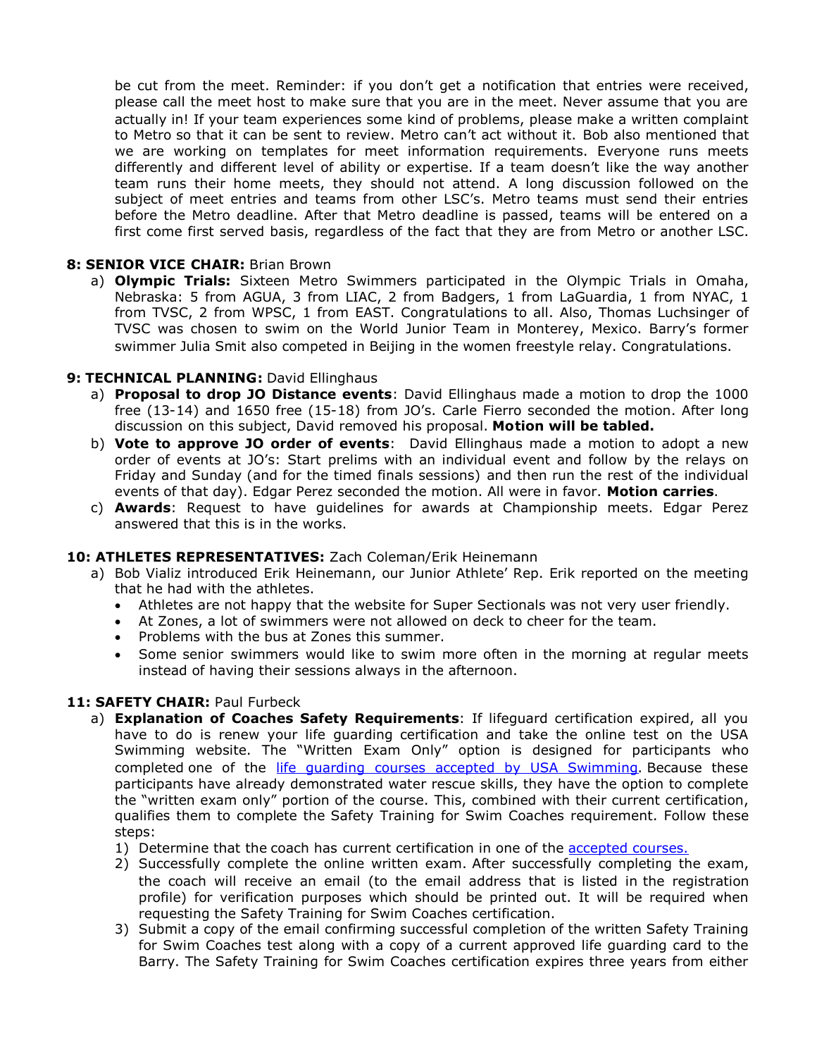be cut from the meet. Reminder: if you don't get a notification that entries were received, please call the meet host to make sure that you are in the meet. Never assume that you are actually in! If your team experiences some kind of problems, please make a written complaint to Metro so that it can be sent to review. Metro can't act without it. Bob also mentioned that we are working on templates for meet information requirements. Everyone runs meets differently and different level of ability or expertise. If a team doesn't like the way another team runs their home meets, they should not attend. A long discussion followed on the subject of meet entries and teams from other LSC's. Metro teams must send their entries before the Metro deadline. After that Metro deadline is passed, teams will be entered on a first come first served basis, regardless of the fact that they are from Metro or another LSC.

**8: SENIOR VICE CHAIR:** Brian Brown

a) **Olympic Trials:** Sixteen Metro Swimmers participated in the Olympic Trials in Omaha, Nebraska: 5 from AGUA, 3 from LIAC, 2 from Badgers, 1 from LaGuardia, 1 from NYAC, 1 from TVSC, 2 from WPSC, 1 from EAST. Congratulations to all. Also, Thomas Luchsinger of TVSC was chosen to swim on the World Junior Team in Monterey, Mexico. Barry's former swimmer Julia Smit also competed in Beijing in the women freestyle relay. Congratulations.

**9: TECHNICAL PLANNING:** David Ellinghaus

a) **Proposal to drop JO Distance events**: David Ellinghaus made a motion to drop the 1000 free (13-14) and 1650 free (15-18) from JO's. Carle Fierro seconded the motion. After long discussion on this subject, David removed his proposal. **Motion will be tabled.**

b) **Vote to approve JO order of events**: David Ellinghaus made a motion to adopt a new order of events at JO's: Start prelims with an individual event and follow by the relays on Friday and Sunday (and for the timed finals sessions) and then run the rest of the individual events of that day). Edgar Perez seconded the motion. All were in favor. **Motion carries**.

c) **Awards**: Request to have guidelines for awards at Championship meets. Edgar Perez answered that this is in the works.

**10: ATHLETES REPRESENTATIVES:** Zach Coleman/Erik Heinemann

a) Bob Vializ introduced Erik Heinemann, our Junior Athlete' Rep. Erik reported on the meeting that he had with the athletes.
   - Athletes are not happy that the website for Super Sectionals was not very user friendly.
   - At Zones, a lot of swimmers were not allowed on deck to cheer for the team.
   - Problems with the bus at Zones this summer.
   - Some senior swimmers would like to swim more often in the morning at regular meets instead of having their sessions always in the afternoon.

**11: SAFETY CHAIR:** Paul Furbeck

a) **Explanation of Coaches Safety Requirements**: If lifeguard certification expired, all you have to do is renew your life guarding certification and take the online test on the USA Swimming website. The "Written Exam Only" option is designed for participants who completed one of the life guarding courses accepted by USA Swimming. Because these participants have already demonstrated water rescue skills, they have the option to complete the "written exam only" portion of the course. This, combined with their current certification, qualifies them to complete the Safety Training for Swim Coaches requirement. Follow these steps:
   1) Determine that the coach has current certification in one of the accepted courses.
   2) Successfully complete the online written exam. After successfully completing the exam, the coach will receive an email (to the email address that is listed in the registration profile) for verification purposes which should be printed out. It will be required when requesting the Safety Training for Swim Coaches certification.
   3) Submit a copy of the email confirming successful completion of the written Safety Training for Swim Coaches test along with a copy of a current approved life guarding card to the Barry. The Safety Training for Swim Coaches certification expires three years from either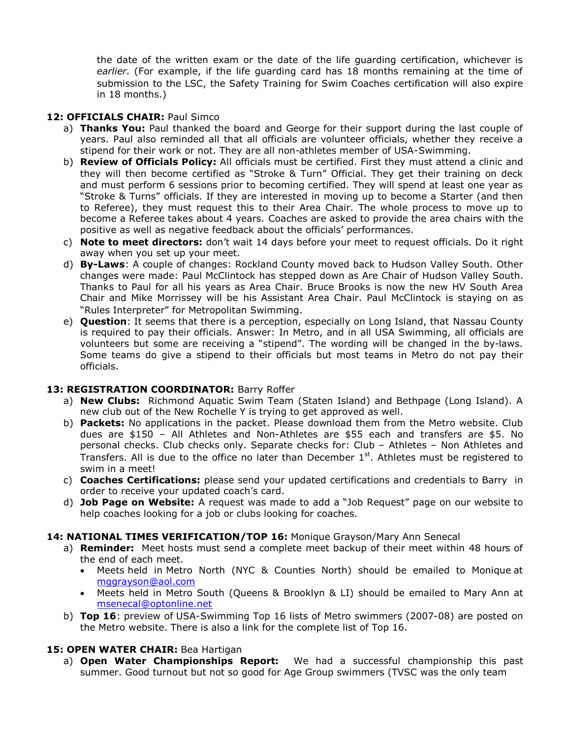the date of the written exam or the date of the life guarding certification, whichever is *earlier.* (For example, if the life guarding card has 18 months remaining at the time of submission to the LSC, the Safety Training for Swim Coaches certification will also expire in 18 months.)

**12: OFFICIALS CHAIR:** Paul Simco

a) **Thanks You:** Paul thanked the board and George for their support during the last couple of years. Paul also reminded all that all officials are volunteer officials, whether they receive a stipend for their work or not. They are all non-athletes member of USA-Swimming.
b) **Review of Officials Policy:** All officials must be certified. First they must attend a clinic and they will then become certified as "Stroke & Turn" Official. They get their training on deck and must perform 6 sessions prior to becoming certified. They will spend at least one year as "Stroke & Turns" officials. If they are interested in moving up to become a Starter (and then to Referee), they must request this to their Area Chair. The whole process to move up to become a Referee takes about 4 years. Coaches are asked to provide the area chairs with the positive as well as negative feedback about the officials' performances.
c) **Note to meet directors:** don't wait 14 days before your meet to request officials. Do it right away when you set up your meet.
d) **By-Laws**: A couple of changes: Rockland County moved back to Hudson Valley South. Other changes were made: Paul McClintock has stepped down as Are Chair of Hudson Valley South. Thanks to Paul for all his years as Area Chair. Bruce Brooks is now the new HV South Area Chair and Mike Morrissey will be his Assistant Area Chair. Paul McClintock is staying on as "Rules Interpreter" for Metropolitan Swimming.
e) **Question**: It seems that there is a perception, especially on Long Island, that Nassau County is required to pay their officials. Answer: In Metro, and in all USA Swimming, all officials are volunteers but some are receiving a "stipend". The wording will be changed in the by-laws. Some teams do give a stipend to their officials but most teams in Metro do not pay their officials.

**13: REGISTRATION COORDINATOR:** Barry Roffer

a) **New Clubs:** Richmond Aquatic Swim Team (Staten Island) and Bethpage (Long Island). A new club out of the New Rochelle Y is trying to get approved as well.
b) **Packets:** No applications in the packet. Please download them from the Metro website. Club dues are $150 – All Athletes and Non-Athletes are $55 each and transfers are $5. No personal checks. Club checks only. Separate checks for: Club – Athletes – Non Athletes and Transfers. All is due to the office no later than December 1st. Athletes must be registered to swim in a meet!
c) **Coaches Certifications:** please send your updated certifications and credentials to Barry in order to receive your updated coach's card.
d) **Job Page on Website:** A request was made to add a "Job Request" page on our website to help coaches looking for a job or clubs looking for coaches.

**14: NATIONAL TIMES VERIFICATION/TOP 16:** Monique Grayson/Mary Ann Senecal

a) **Reminder:** Meet hosts must send a complete meet backup of their meet within 48 hours of the end of each meet.
   - Meets held in Metro North (NYC & Counties North) should be emailed to Monique at mggrayson@aol.com
   - Meets held in Metro South (Queens & Brooklyn & LI) should be emailed to Mary Ann at msenecal@optonline.net
b) **Top 16**: preview of USA-Swimming Top 16 lists of Metro swimmers (2007-08) are posted on the Metro website. There is also a link for the complete list of Top 16.

**15: OPEN WATER CHAIR:** Bea Hartigan

a) **Open Water Championships Report:** We had a successful championship this past summer. Good turnout but not so good for Age Group swimmers (TVSC was the only team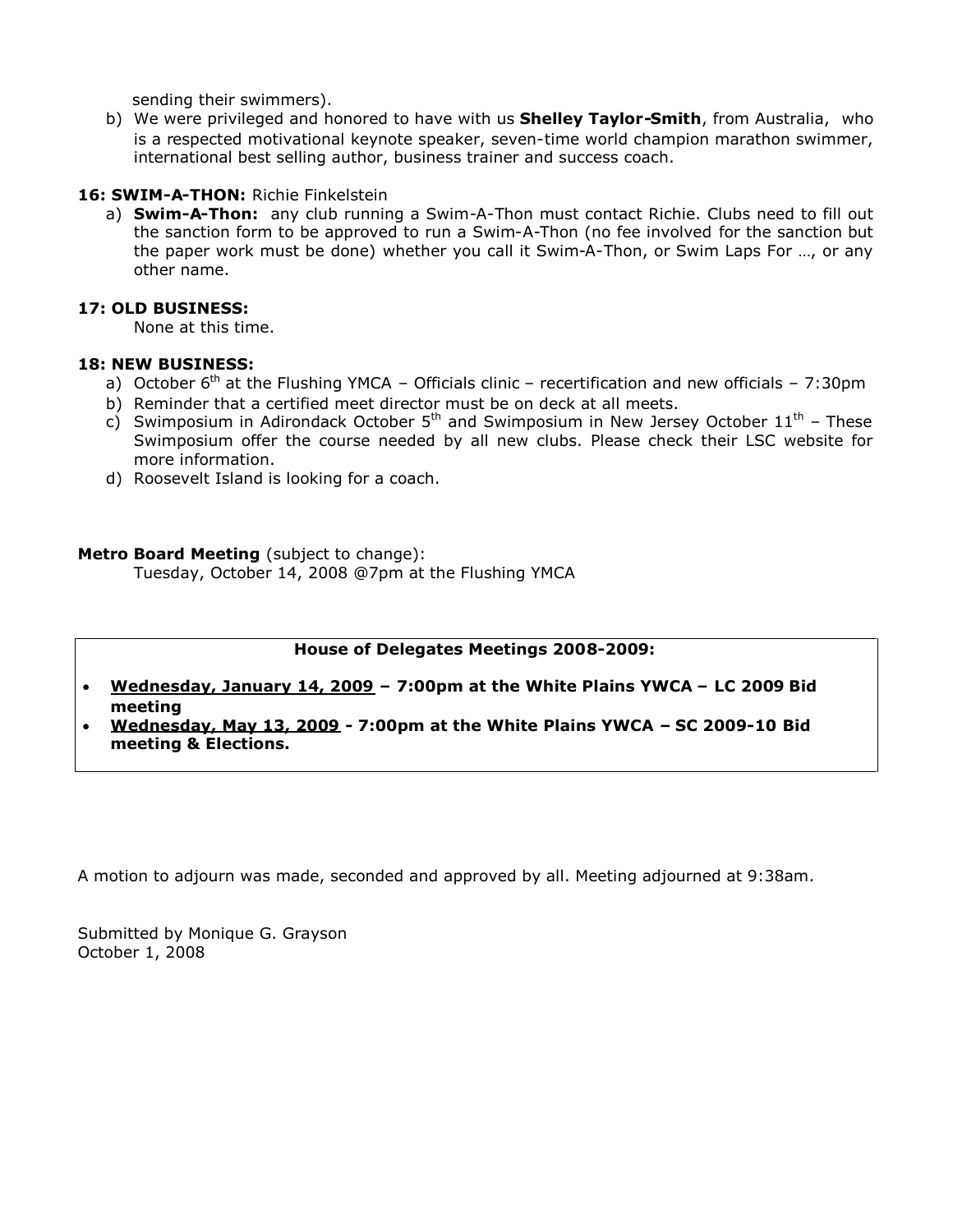sending their swimmers).

b) We were privileged and honored to have with us **Shelley Taylor-Smith**, from Australia, who is a respected motivational keynote speaker, seven-time world champion marathon swimmer, international best selling author, business trainer and success coach.

**16: SWIM-A-THON:** Richie Finkelstein

a) **Swim-A-Thon:** any club running a Swim-A-Thon must contact Richie. Clubs need to fill out the sanction form to be approved to run a Swim-A-Thon (no fee involved for the sanction but the paper work must be done) whether you call it Swim-A-Thon, or Swim Laps For …, or any other name.

**17: OLD BUSINESS:**

None at this time.

**18: NEW BUSINESS:**

a) October 6th at the Flushing YMCA – Officials clinic – recertification and new officials – 7:30pm
b) Reminder that a certified meet director must be on deck at all meets.
c) Swimposium in Adirondack October 5th and Swimposium in New Jersey October 11th – These Swimposium offer the course needed by all new clubs. Please check their LSC website for more information.
d) Roosevelt Island is looking for a coach.

**Metro Board Meeting** (subject to change):

Tuesday, October 14, 2008 @7pm at the Flushing YMCA

**House of Delegates Meetings 2008-2009:**

- **<u>Wednesday, January 14, 2009</u> – 7:00pm at the White Plains YWCA – LC 2009 Bid meeting**
- **<u>Wednesday, May 13, 2009</u> - 7:00pm at the White Plains YWCA – SC 2009-10 Bid meeting & Elections.**

A motion to adjourn was made, seconded and approved by all. Meeting adjourned at 9:38am.

Submitted by Monique G. Grayson
October 1, 2008